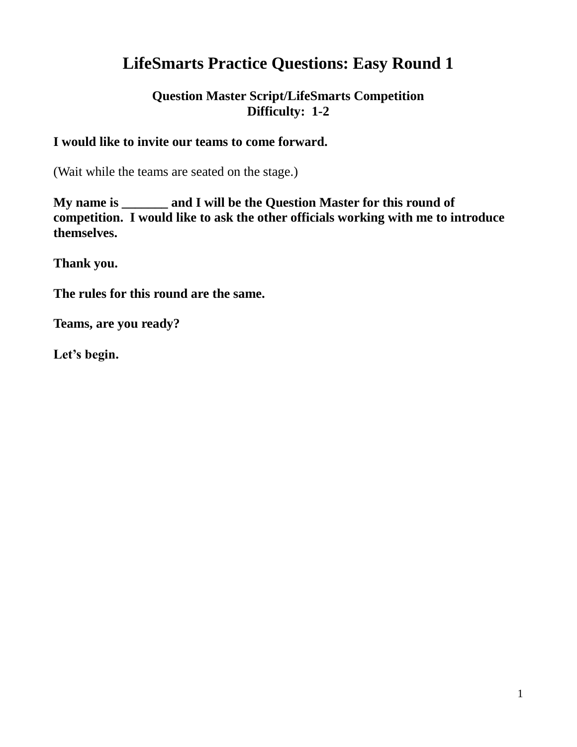# LifeSmarts Practice Questions: Easy Round 1

**Question Master Script/LifeSmarts Competition**
**Difficulty: 1-2**

**I would like to invite our teams to come forward.**

(Wait while the teams are seated on the stage.)

**My name is _______ and I will be the Question Master for this round of competition. I would like to ask the other officials working with me to introduce themselves.**

**Thank you.**

**The rules for this round are the same.**

**Teams, are you ready?**

**Let's begin.**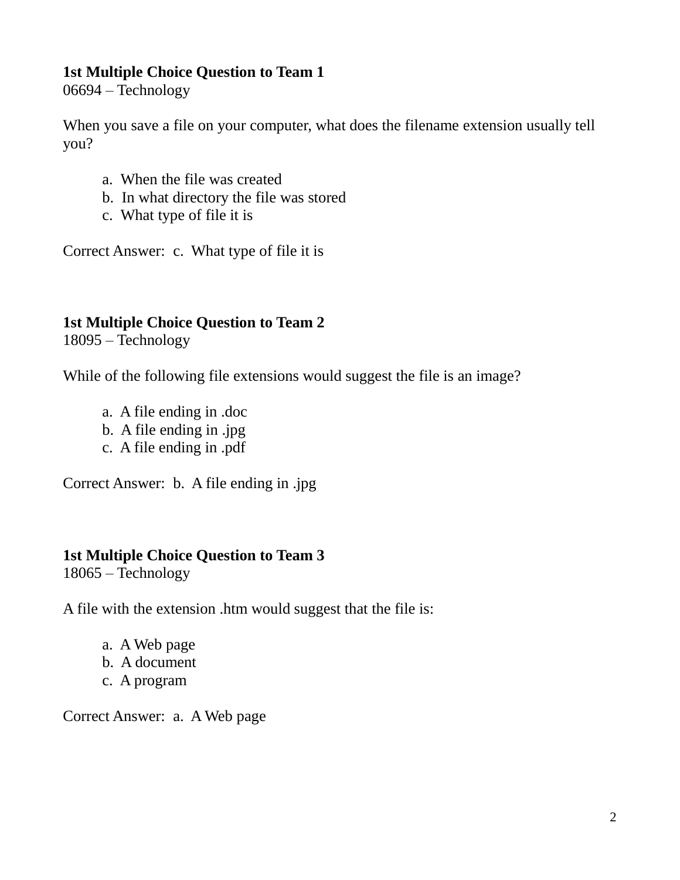**1st Multiple Choice Question to Team 1**
06694 – Technology

When you save a file on your computer, what does the filename extension usually tell you?

a. When the file was created
b. In what directory the file was stored
c. What type of file it is

Correct Answer: c. What type of file it is

**1st Multiple Choice Question to Team 2**
18095 – Technology

While of the following file extensions would suggest the file is an image?

a. A file ending in .doc
b. A file ending in .jpg
c. A file ending in .pdf

Correct Answer: b. A file ending in .jpg

**1st Multiple Choice Question to Team 3**
18065 – Technology

A file with the extension .htm would suggest that the file is:

a. A Web page
b. A document
c. A program

Correct Answer: a. A Web page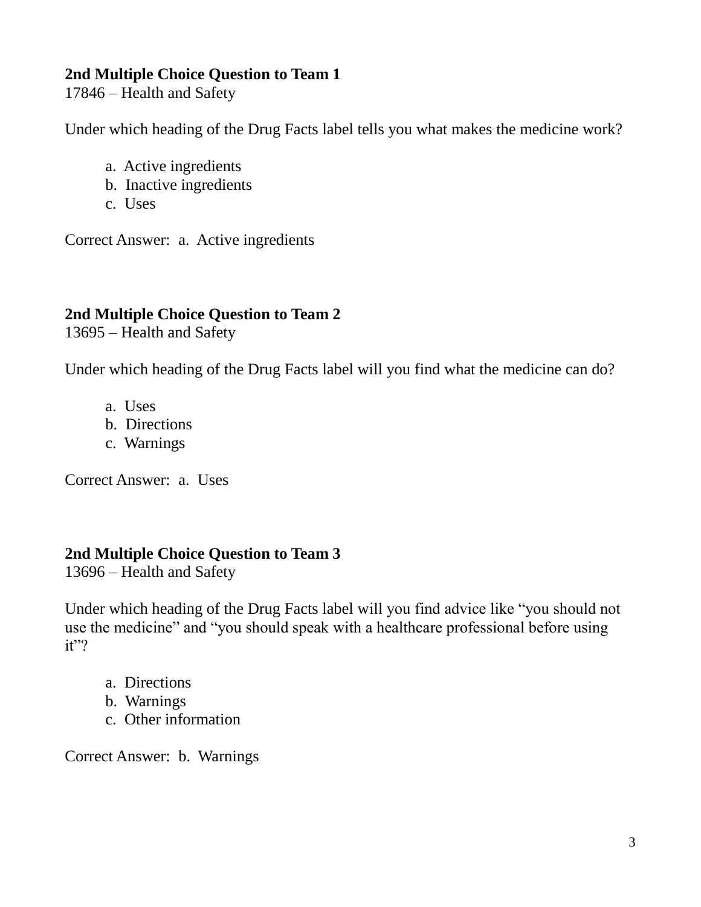**2nd Multiple Choice Question to Team 1**
17846 – Health and Safety

Under which heading of the Drug Facts label tells you what makes the medicine work?

a. Active ingredients
b. Inactive ingredients
c. Uses

Correct Answer: a. Active ingredients

**2nd Multiple Choice Question to Team 2**
13695 – Health and Safety

Under which heading of the Drug Facts label will you find what the medicine can do?

a. Uses
b. Directions
c. Warnings

Correct Answer: a. Uses

**2nd Multiple Choice Question to Team 3**
13696 – Health and Safety

Under which heading of the Drug Facts label will you find advice like "you should not use the medicine" and "you should speak with a healthcare professional before using it"?

a. Directions
b. Warnings
c. Other information

Correct Answer: b. Warnings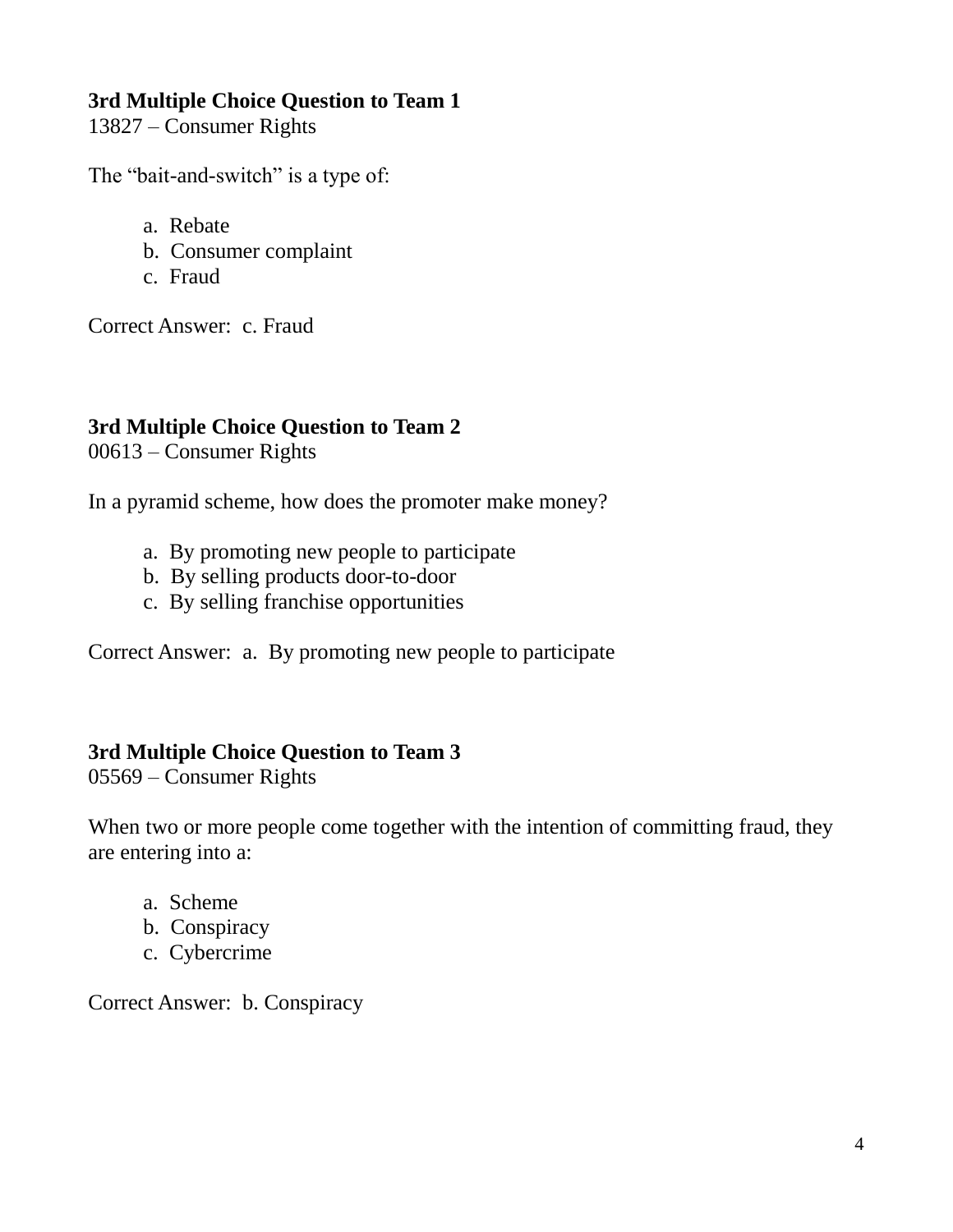**3rd Multiple Choice Question to Team 1**
13827 – Consumer Rights

The "bait-and-switch" is a type of:

a. Rebate
b. Consumer complaint
c. Fraud

Correct Answer: c. Fraud

**3rd Multiple Choice Question to Team 2**
00613 – Consumer Rights

In a pyramid scheme, how does the promoter make money?

a. By promoting new people to participate
b. By selling products door-to-door
c. By selling franchise opportunities

Correct Answer: a. By promoting new people to participate

**3rd Multiple Choice Question to Team 3**
05569 – Consumer Rights

When two or more people come together with the intention of committing fraud, they are entering into a:

a. Scheme
b. Conspiracy
c. Cybercrime

Correct Answer: b. Conspiracy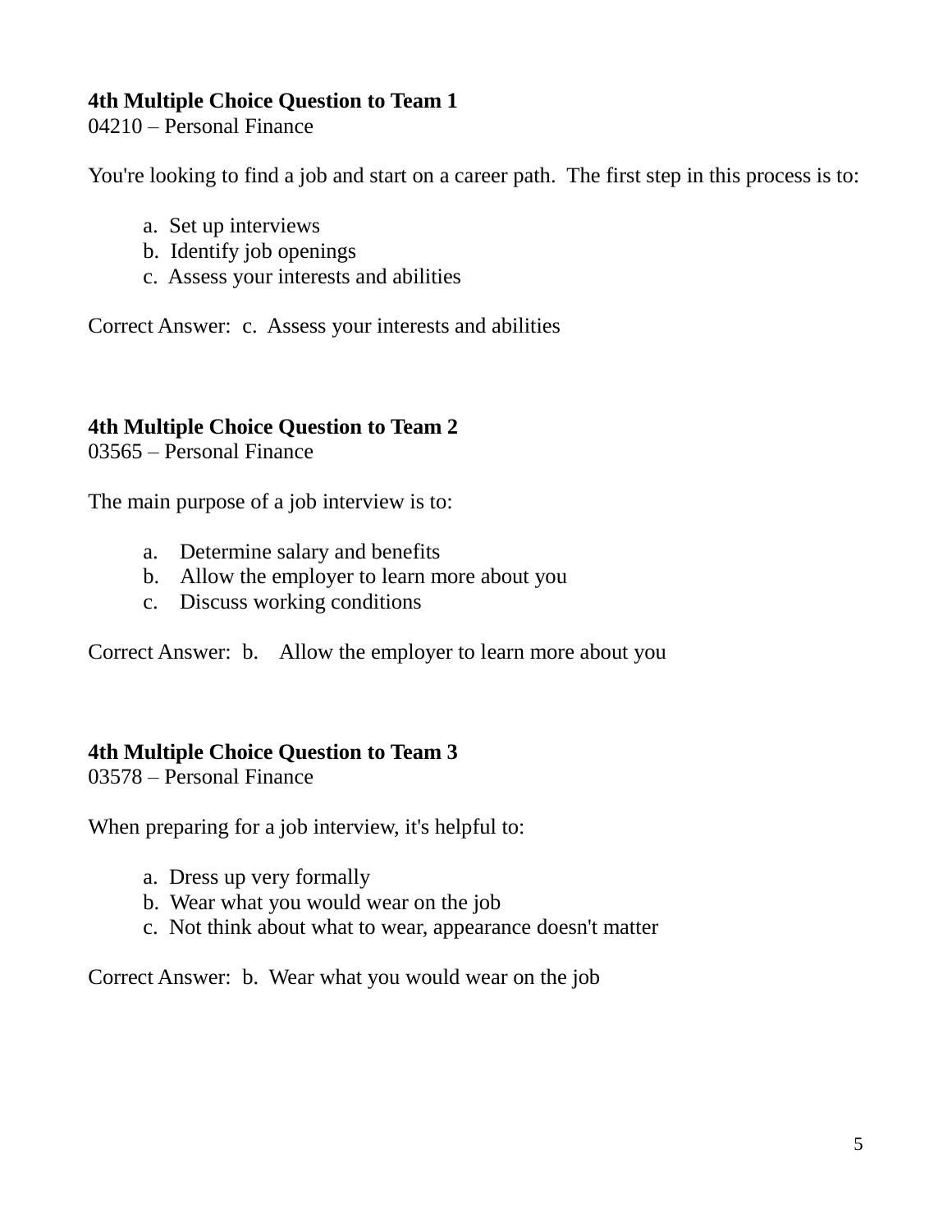**4th Multiple Choice Question to Team 1**
04210 – Personal Finance

You're looking to find a job and start on a career path. The first step in this process is to:

a. Set up interviews
b. Identify job openings
c. Assess your interests and abilities

Correct Answer: c. Assess your interests and abilities

**4th Multiple Choice Question to Team 2**
03565 – Personal Finance

The main purpose of a job interview is to:

a. Determine salary and benefits
b. Allow the employer to learn more about you
c. Discuss working conditions

Correct Answer: b. Allow the employer to learn more about you

**4th Multiple Choice Question to Team 3**
03578 – Personal Finance

When preparing for a job interview, it's helpful to:

a. Dress up very formally
b. Wear what you would wear on the job
c. Not think about what to wear, appearance doesn't matter

Correct Answer: b. Wear what you would wear on the job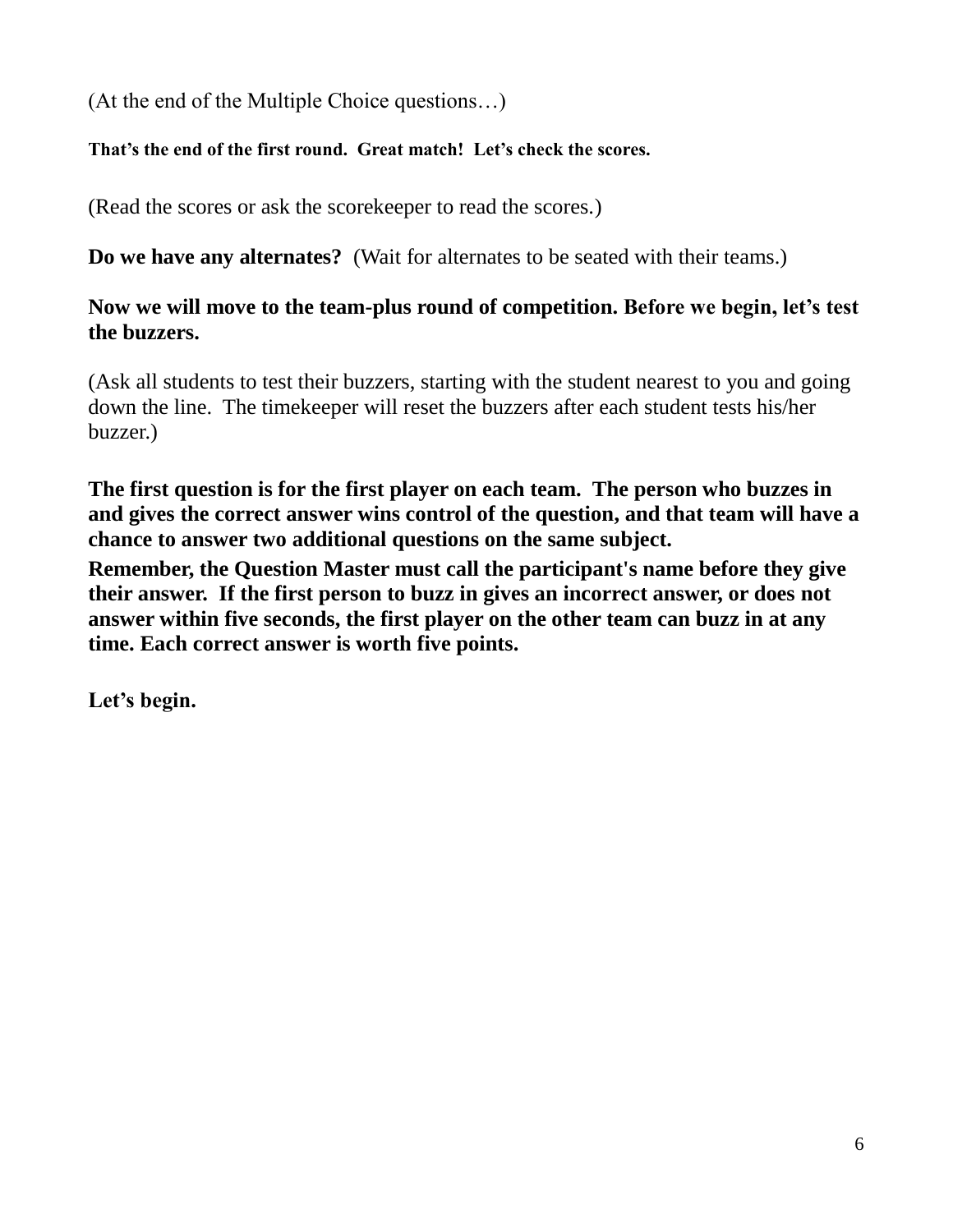(At the end of the Multiple Choice questions…)

**That's the end of the first round. Great match! Let's check the scores.**

(Read the scores or ask the scorekeeper to read the scores.)

**Do we have any alternates?** (Wait for alternates to be seated with their teams.)

**Now we will move to the team-plus round of competition. Before we begin, let's test the buzzers.**

(Ask all students to test their buzzers, starting with the student nearest to you and going down the line. The timekeeper will reset the buzzers after each student tests his/her buzzer.)

**The first question is for the first player on each team. The person who buzzes in and gives the correct answer wins control of the question, and that team will have a chance to answer two additional questions on the same subject.**

**Remember, the Question Master must call the participant's name before they give their answer. If the first person to buzz in gives an incorrect answer, or does not answer within five seconds, the first player on the other team can buzz in at any time. Each correct answer is worth five points.**

**Let's begin.**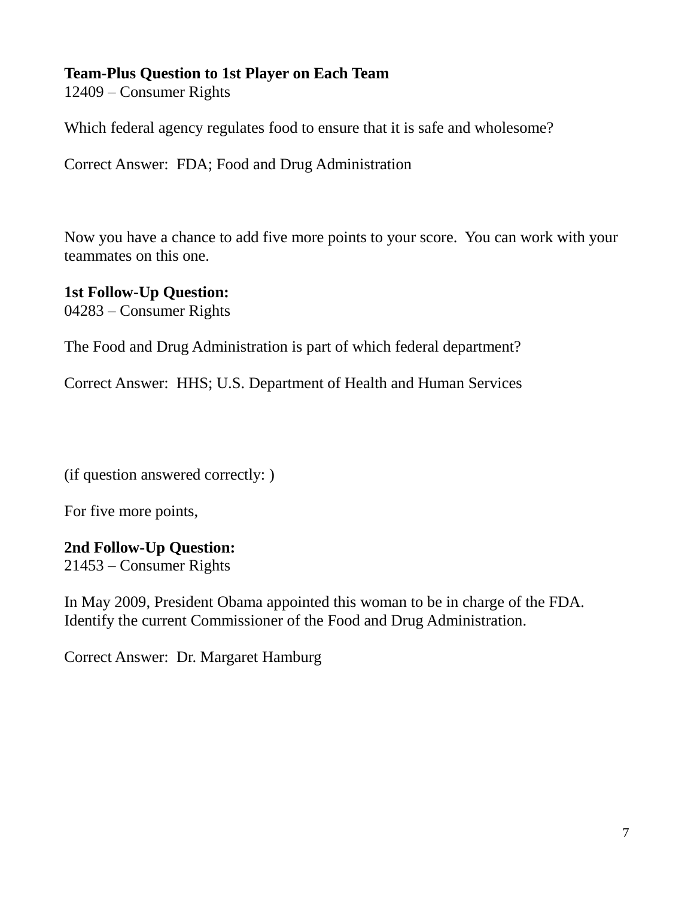**Team-Plus Question to 1st Player on Each Team**
12409 – Consumer Rights

Which federal agency regulates food to ensure that it is safe and wholesome?

Correct Answer:  FDA; Food and Drug Administration

Now you have a chance to add five more points to your score.  You can work with your teammates on this one.

**1st Follow-Up Question:**
04283 – Consumer Rights

The Food and Drug Administration is part of which federal department?

Correct Answer:  HHS; U.S. Department of Health and Human Services

(if question answered correctly: )

For five more points,

**2nd Follow-Up Question:**
21453 – Consumer Rights

In May 2009, President Obama appointed this woman to be in charge of the FDA.
Identify the current Commissioner of the Food and Drug Administration.

Correct Answer:  Dr. Margaret Hamburg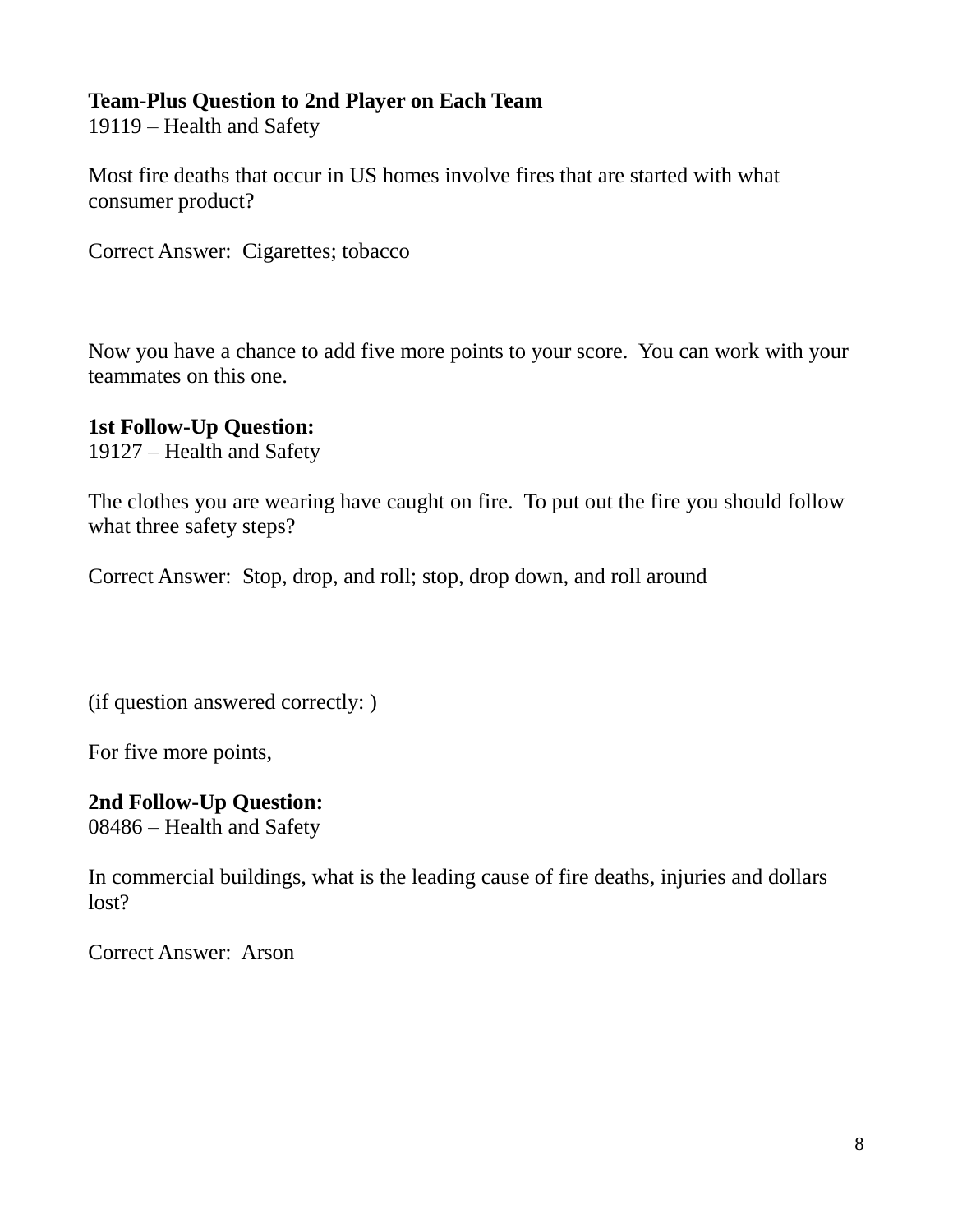**Team-Plus Question to 2nd Player on Each Team**
19119 – Health and Safety

Most fire deaths that occur in US homes involve fires that are started with what consumer product?

Correct Answer: Cigarettes; tobacco

Now you have a chance to add five more points to your score. You can work with your teammates on this one.

**1st Follow-Up Question:**
19127 – Health and Safety

The clothes you are wearing have caught on fire. To put out the fire you should follow what three safety steps?

Correct Answer: Stop, drop, and roll; stop, drop down, and roll around

(if question answered correctly: )

For five more points,

**2nd Follow-Up Question:**
08486 – Health and Safety

In commercial buildings, what is the leading cause of fire deaths, injuries and dollars lost?

Correct Answer: Arson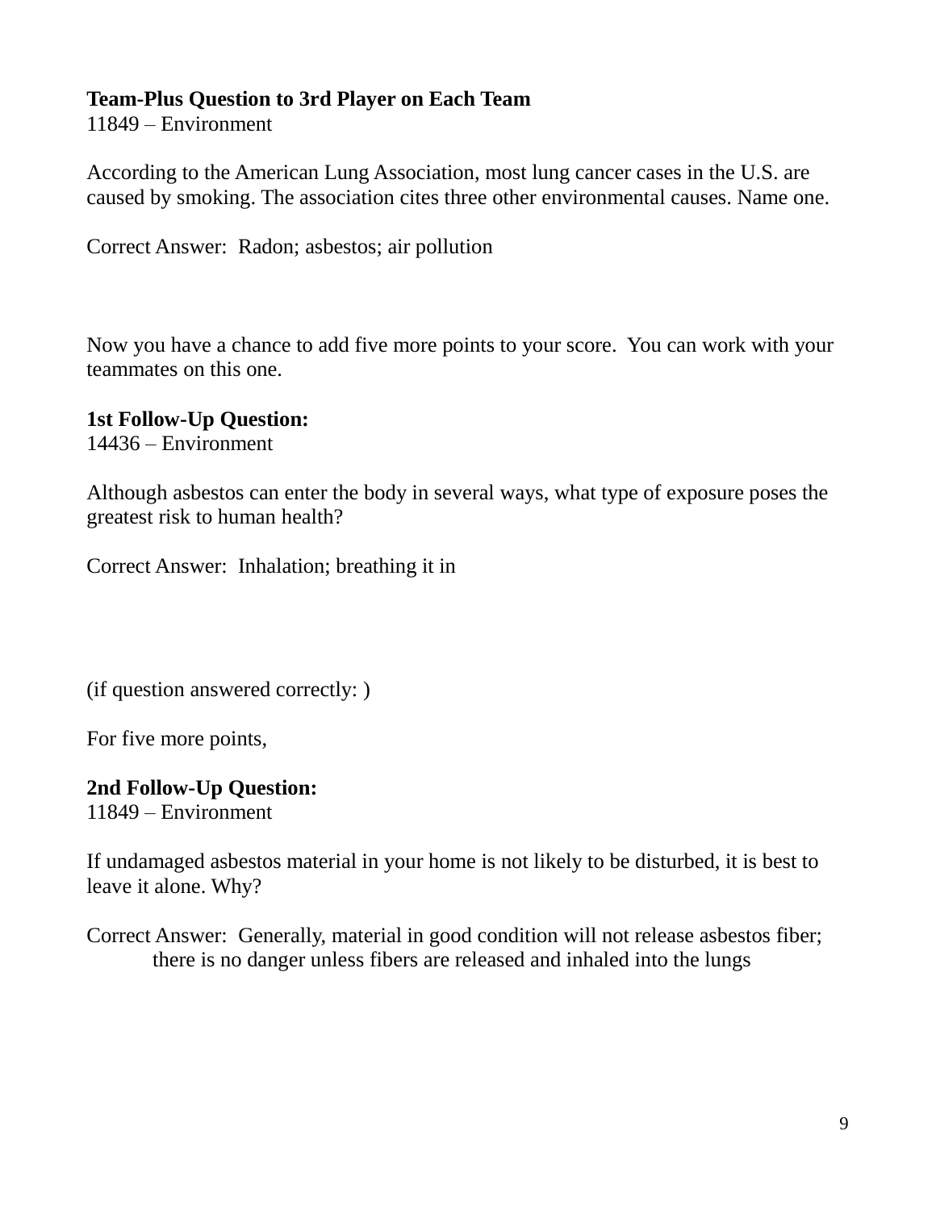**Team-Plus Question to 3rd Player on Each Team**
11849 – Environment

According to the American Lung Association, most lung cancer cases in the U.S. are caused by smoking. The association cites three other environmental causes. Name one.

Correct Answer: Radon; asbestos; air pollution

Now you have a chance to add five more points to your score. You can work with your teammates on this one.

**1st Follow-Up Question:**
14436 – Environment

Although asbestos can enter the body in several ways, what type of exposure poses the greatest risk to human health?

Correct Answer: Inhalation; breathing it in

(if question answered correctly: )

For five more points,

**2nd Follow-Up Question:**
11849 – Environment

If undamaged asbestos material in your home is not likely to be disturbed, it is best to leave it alone. Why?

Correct Answer: Generally, material in good condition will not release asbestos fiber; there is no danger unless fibers are released and inhaled into the lungs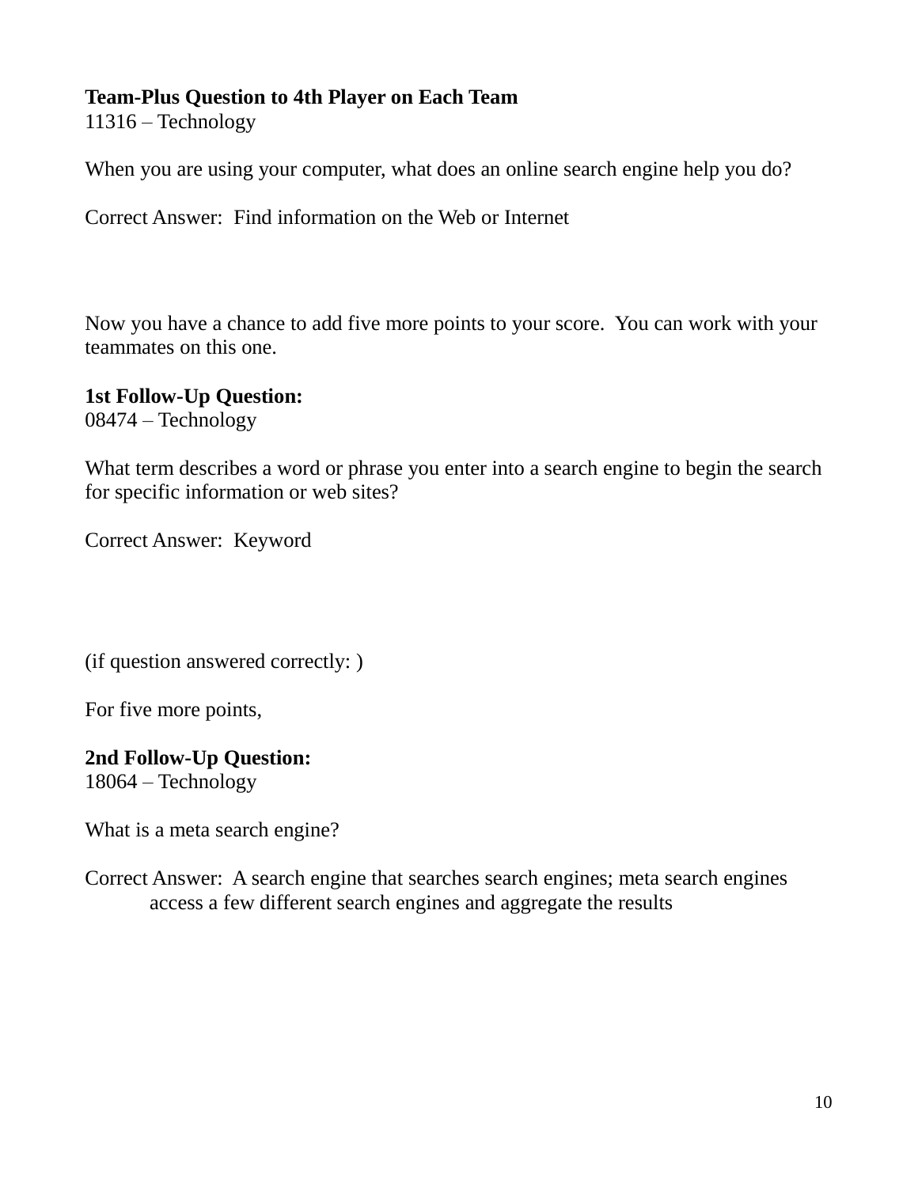**Team-Plus Question to 4th Player on Each Team**
11316 – Technology

When you are using your computer, what does an online search engine help you do?

Correct Answer: Find information on the Web or Internet

Now you have a chance to add five more points to your score. You can work with your teammates on this one.

**1st Follow-Up Question:**
08474 – Technology

What term describes a word or phrase you enter into a search engine to begin the search for specific information or web sites?

Correct Answer: Keyword

(if question answered correctly: )

For five more points,

**2nd Follow-Up Question:**
18064 – Technology

What is a meta search engine?

Correct Answer: A search engine that searches search engines; meta search engines access a few different search engines and aggregate the results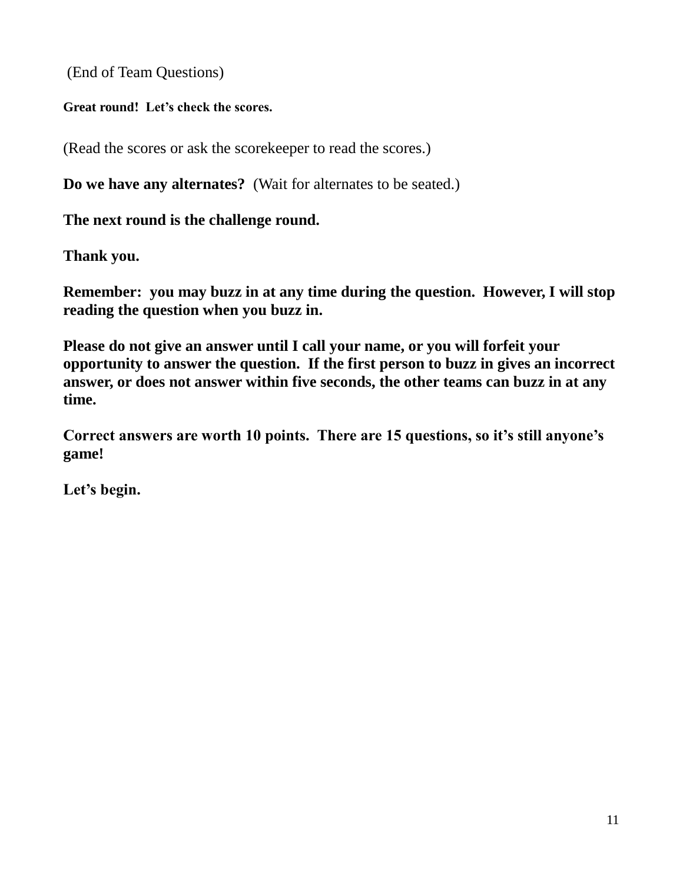(End of Team Questions)

**Great round! Let's check the scores.**

(Read the scores or ask the scorekeeper to read the scores.)

**Do we have any alternates?** (Wait for alternates to be seated.)

**The next round is the challenge round.**

**Thank you.**

**Remember: you may buzz in at any time during the question. However, I will stop reading the question when you buzz in.**

**Please do not give an answer until I call your name, or you will forfeit your opportunity to answer the question. If the first person to buzz in gives an incorrect answer, or does not answer within five seconds, the other teams can buzz in at any time.**

**Correct answers are worth 10 points. There are 15 questions, so it's still anyone's game!**

**Let's begin.**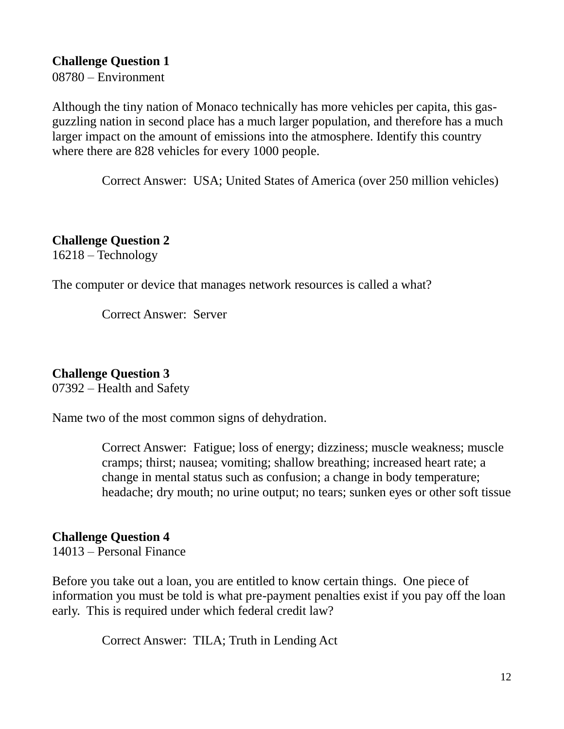**Challenge Question 1**
08780 – Environment

Although the tiny nation of Monaco technically has more vehicles per capita, this gas-guzzling nation in second place has a much larger population, and therefore has a much larger impact on the amount of emissions into the atmosphere. Identify this country where there are 828 vehicles for every 1000 people.

> Correct Answer: USA; United States of America (over 250 million vehicles)

**Challenge Question 2**
16218 – Technology

The computer or device that manages network resources is called a what?

> Correct Answer: Server

**Challenge Question 3**
07392 – Health and Safety

Name two of the most common signs of dehydration.

> Correct Answer: Fatigue; loss of energy; dizziness; muscle weakness; muscle cramps; thirst; nausea; vomiting; shallow breathing; increased heart rate; a change in mental status such as confusion; a change in body temperature; headache; dry mouth; no urine output; no tears; sunken eyes or other soft tissue

**Challenge Question 4**
14013 – Personal Finance

Before you take out a loan, you are entitled to know certain things. One piece of information you must be told is what pre-payment penalties exist if you pay off the loan early. This is required under which federal credit law?

> Correct Answer: TILA; Truth in Lending Act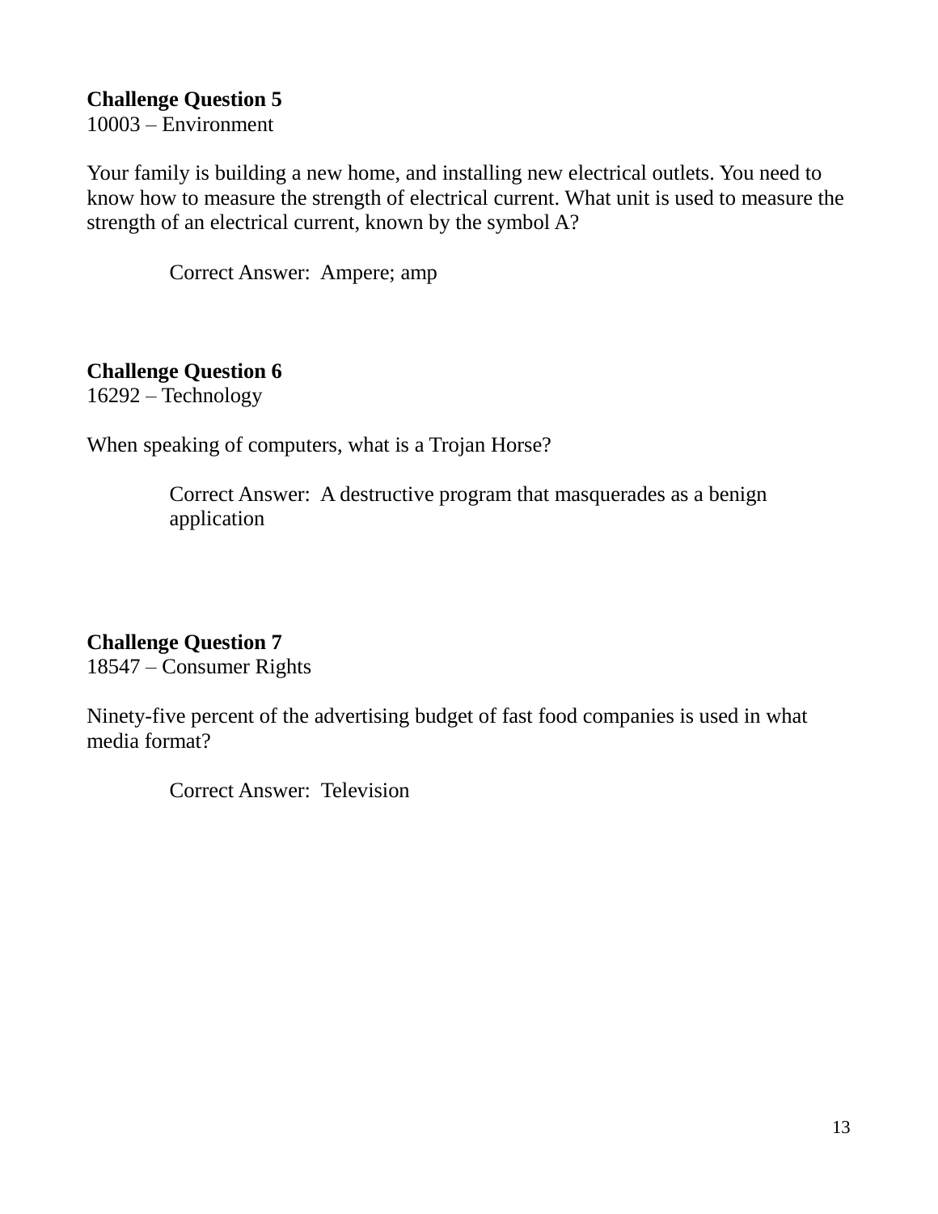**Challenge Question 5**
10003 – Environment

Your family is building a new home, and installing new electrical outlets. You need to know how to measure the strength of electrical current. What unit is used to measure the strength of an electrical current, known by the symbol A?

Correct Answer: Ampere; amp

**Challenge Question 6**
16292 – Technology

When speaking of computers, what is a Trojan Horse?

Correct Answer: A destructive program that masquerades as a benign application

**Challenge Question 7**
18547 – Consumer Rights

Ninety-five percent of the advertising budget of fast food companies is used in what media format?

Correct Answer: Television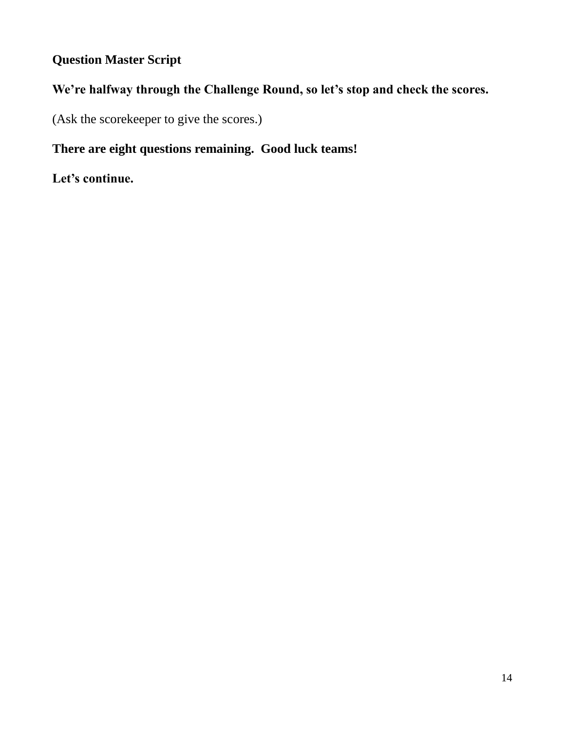**Question Master Script**

**We're halfway through the Challenge Round, so let's stop and check the scores.**

(Ask the scorekeeper to give the scores.)

**There are eight questions remaining. Good luck teams!**

**Let's continue.**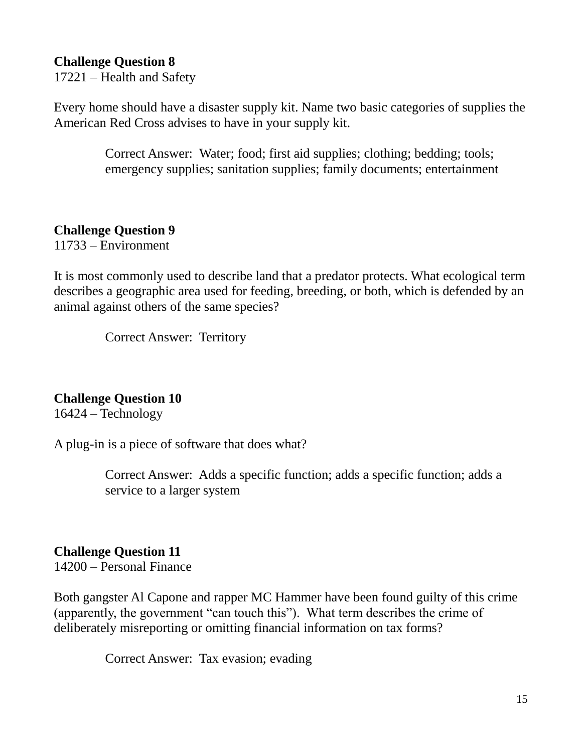**Challenge Question 8**
17221 – Health and Safety

Every home should have a disaster supply kit. Name two basic categories of supplies the American Red Cross advises to have in your supply kit.

> Correct Answer: Water; food; first aid supplies; clothing; bedding; tools; emergency supplies; sanitation supplies; family documents; entertainment

**Challenge Question 9**
11733 – Environment

It is most commonly used to describe land that a predator protects. What ecological term describes a geographic area used for feeding, breeding, or both, which is defended by an animal against others of the same species?

> Correct Answer: Territory

**Challenge Question 10**
16424 – Technology

A plug-in is a piece of software that does what?

> Correct Answer: Adds a specific function; adds a specific function; adds a service to a larger system

**Challenge Question 11**
14200 – Personal Finance

Both gangster Al Capone and rapper MC Hammer have been found guilty of this crime (apparently, the government "can touch this"). What term describes the crime of deliberately misreporting or omitting financial information on tax forms?

> Correct Answer: Tax evasion; evading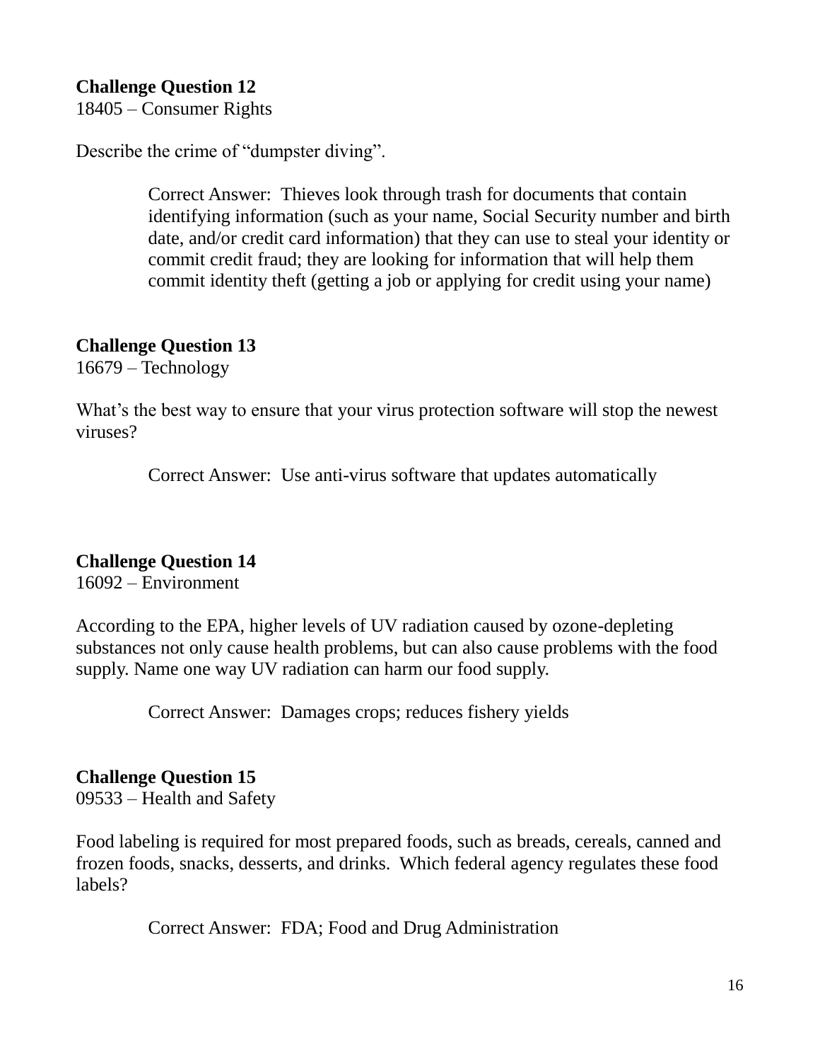**Challenge Question 12**
18405 – Consumer Rights

Describe the crime of "dumpster diving".

> Correct Answer: Thieves look through trash for documents that contain identifying information (such as your name, Social Security number and birth date, and/or credit card information) that they can use to steal your identity or commit credit fraud; they are looking for information that will help them commit identity theft (getting a job or applying for credit using your name)

**Challenge Question 13**
16679 – Technology

What's the best way to ensure that your virus protection software will stop the newest viruses?

> Correct Answer: Use anti-virus software that updates automatically

**Challenge Question 14**
16092 – Environment

According to the EPA, higher levels of UV radiation caused by ozone-depleting substances not only cause health problems, but can also cause problems with the food supply. Name one way UV radiation can harm our food supply.

> Correct Answer: Damages crops; reduces fishery yields

**Challenge Question 15**
09533 – Health and Safety

Food labeling is required for most prepared foods, such as breads, cereals, canned and frozen foods, snacks, desserts, and drinks. Which federal agency regulates these food labels?

> Correct Answer: FDA; Food and Drug Administration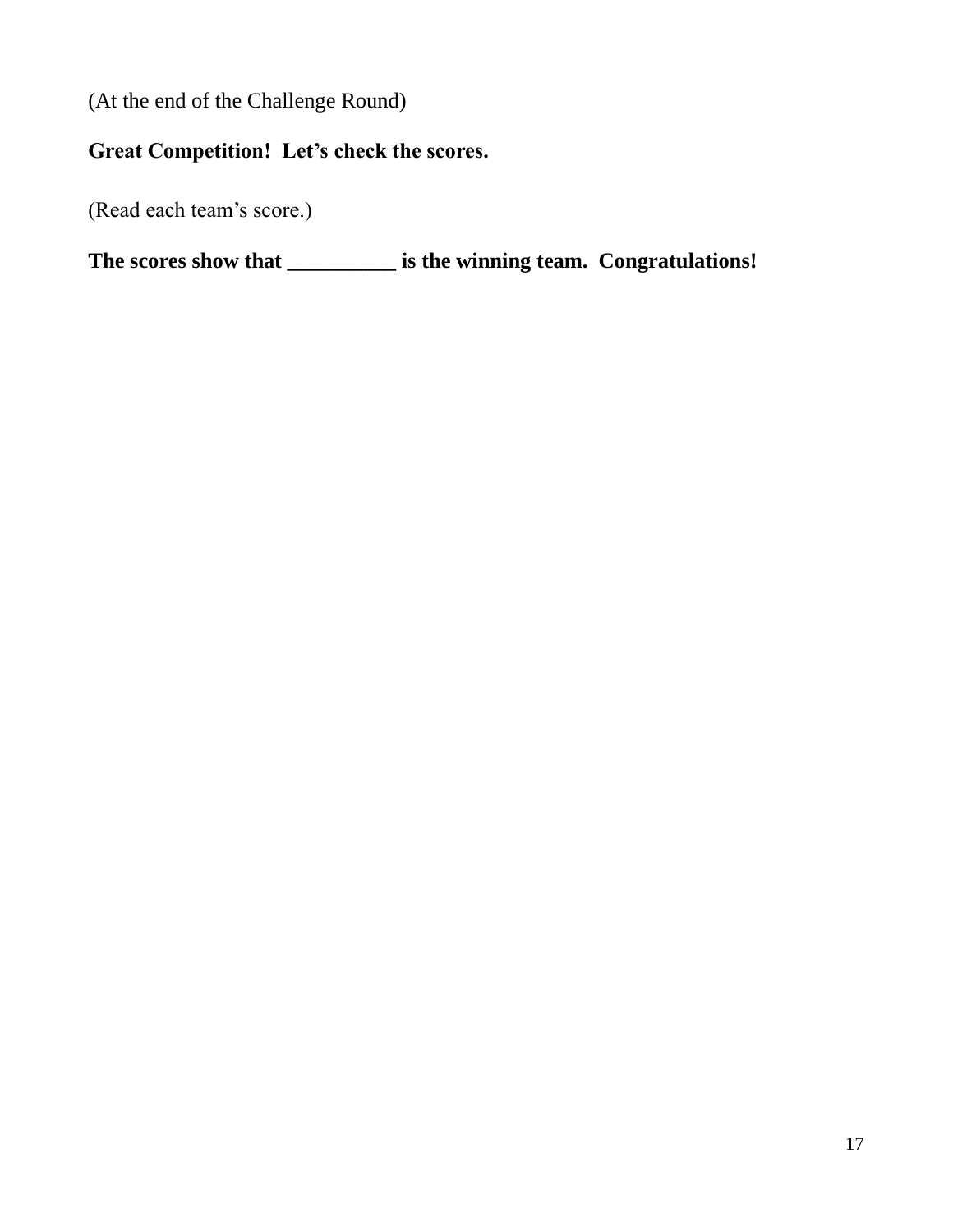(At the end of the Challenge Round)

**Great Competition! Let's check the scores.**

(Read each team's score.)

**The scores show that __________ is the winning team. Congratulations!**